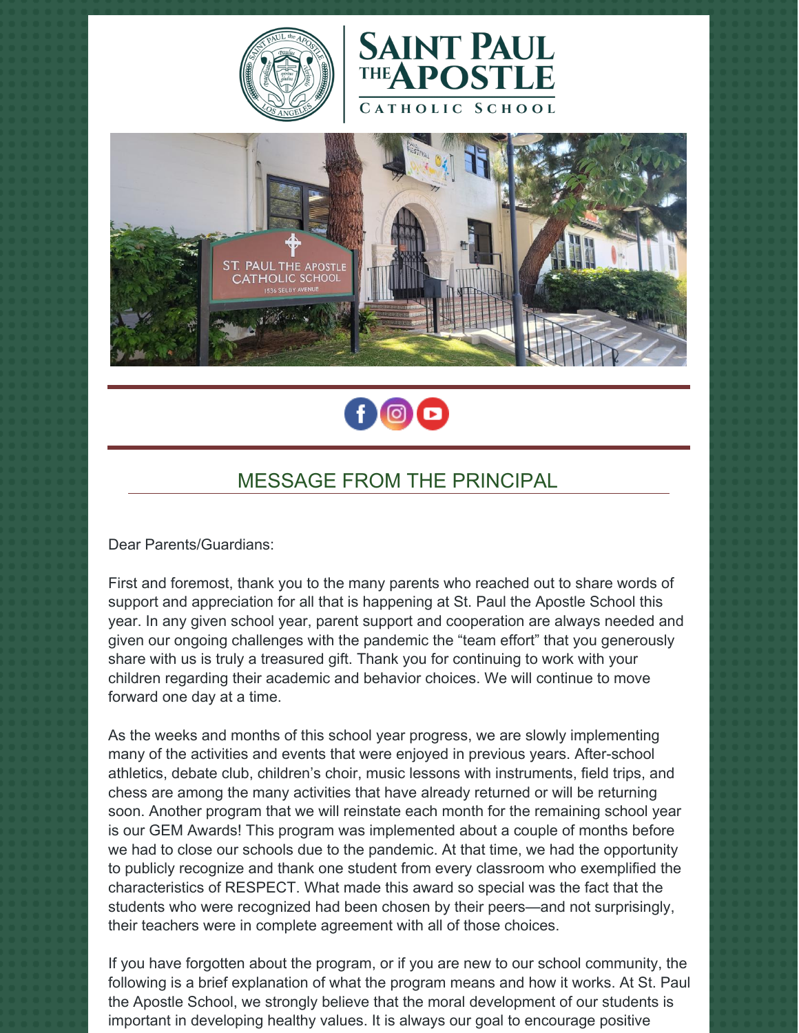# SAINT PAUL THE APOSTLE CATHOLIC SCHOOL

## MESSAGE FROM THE PRINCIPAL

Dear Parents/Guardians:

First and foremost, thank you to the many parents who reached out to share words of support and appreciation for all that is happening at St. Paul the Apostle School this year. In any given school year, parent support and cooperation are always needed and given our ongoing challenges with the pandemic the "team effort" that you generously share with us is truly a treasured gift. Thank you for continuing to work with your children regarding their academic and behavior choices. We will continue to move forward one day at a time.

As the weeks and months of this school year progress, we are slowly implementing many of the activities and events that were enjoyed in previous years. After-school athletics, debate club, children's choir, music lessons with instruments, field trips, and chess are among the many activities that have already returned or will be returning soon. Another program that we will reinstate each month for the remaining school year is our GEM Awards! This program was implemented about a couple of months before we had to close our schools due to the pandemic. At that time, we had the opportunity to publicly recognize and thank one student from every classroom who exemplified the characteristics of RESPECT. What made this award so special was the fact that the students who were recognized had been chosen by their peers—and not surprisingly, their teachers were in complete agreement with all of those choices.

If you have forgotten about the program, or if you are new to our school community, the following is a brief explanation of what the program means and how it works. At St. Paul the Apostle School, we strongly believe that the moral development of our students is important in developing healthy values. It is always our goal to encourage positive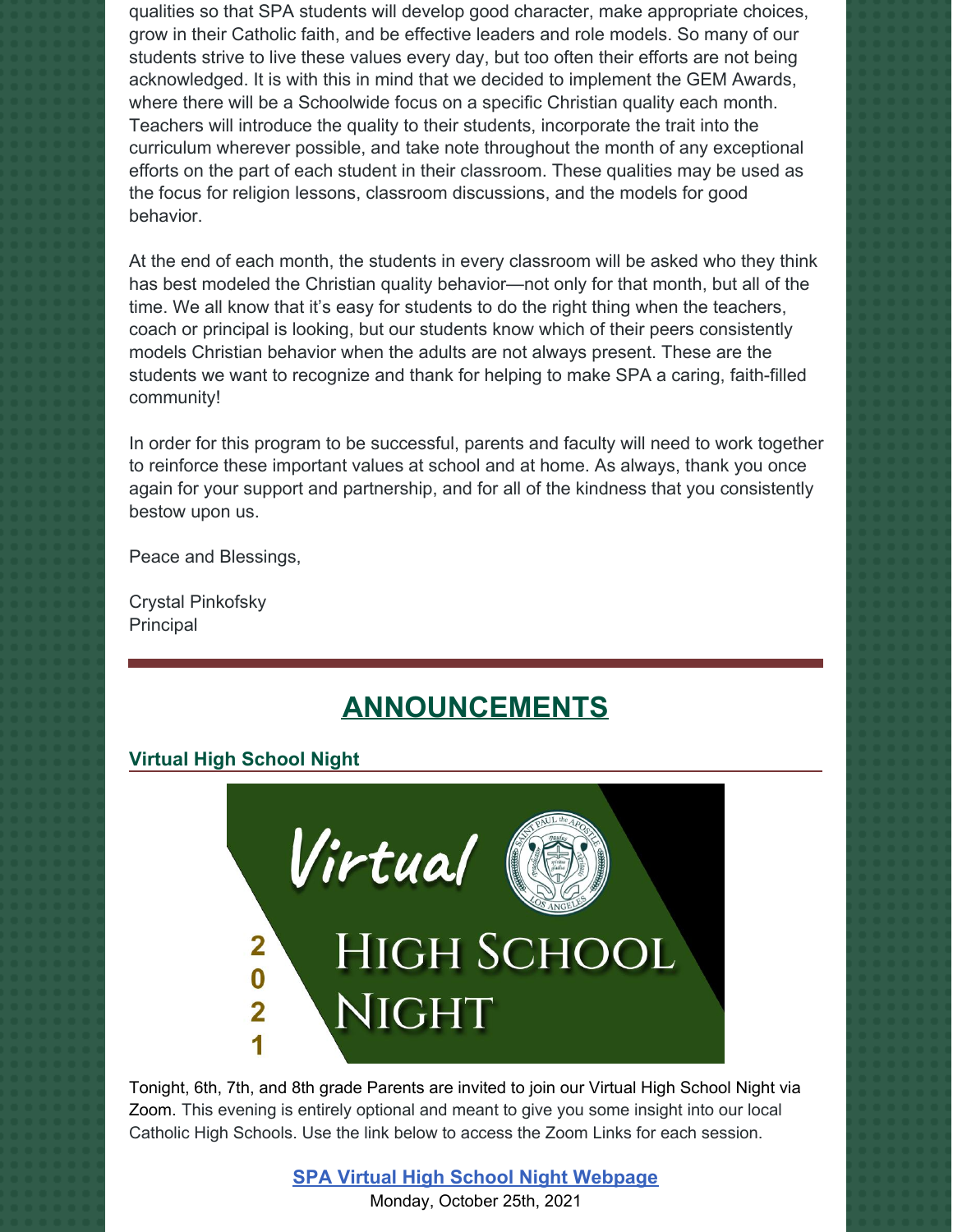qualities so that SPA students will develop good character, make appropriate choices, grow in their Catholic faith, and be effective leaders and role models. So many of our students strive to live these values every day, but too often their efforts are not being acknowledged. It is with this in mind that we decided to implement the GEM Awards, where there will be a Schoolwide focus on a specific Christian quality each month. Teachers will introduce the quality to their students, incorporate the trait into the curriculum wherever possible, and take note throughout the month of any exceptional efforts on the part of each student in their classroom. These qualities may be used as the focus for religion lessons, classroom discussions, and the models for good behavior.

At the end of each month, the students in every classroom will be asked who they think has best modeled the Christian quality behavior—not only for that month, but all of the time. We all know that it's easy for students to do the right thing when the teachers, coach or principal is looking, but our students know which of their peers consistently models Christian behavior when the adults are not always present. These are the students we want to recognize and thank for helping to make SPA a caring, faith-filled community!

In order for this program to be successful, parents and faculty will need to work together to reinforce these important values at school and at home. As always, thank you once again for your support and partnership, and for all of the kindness that you consistently bestow upon us.

Peace and Blessings,

Crystal Pinkofsky
Principal

## ANNOUNCEMENTS

### Virtual High School Night

Virtual High School Night 2021

Tonight, 6th, 7th, and 8th grade Parents are invited to join our Virtual High School Night via Zoom. This evening is entirely optional and meant to give you some insight into our local Catholic High Schools. Use the link below to access the Zoom Links for each session.

**SPA Virtual High School Night Webpage**
Monday, October 25th, 2021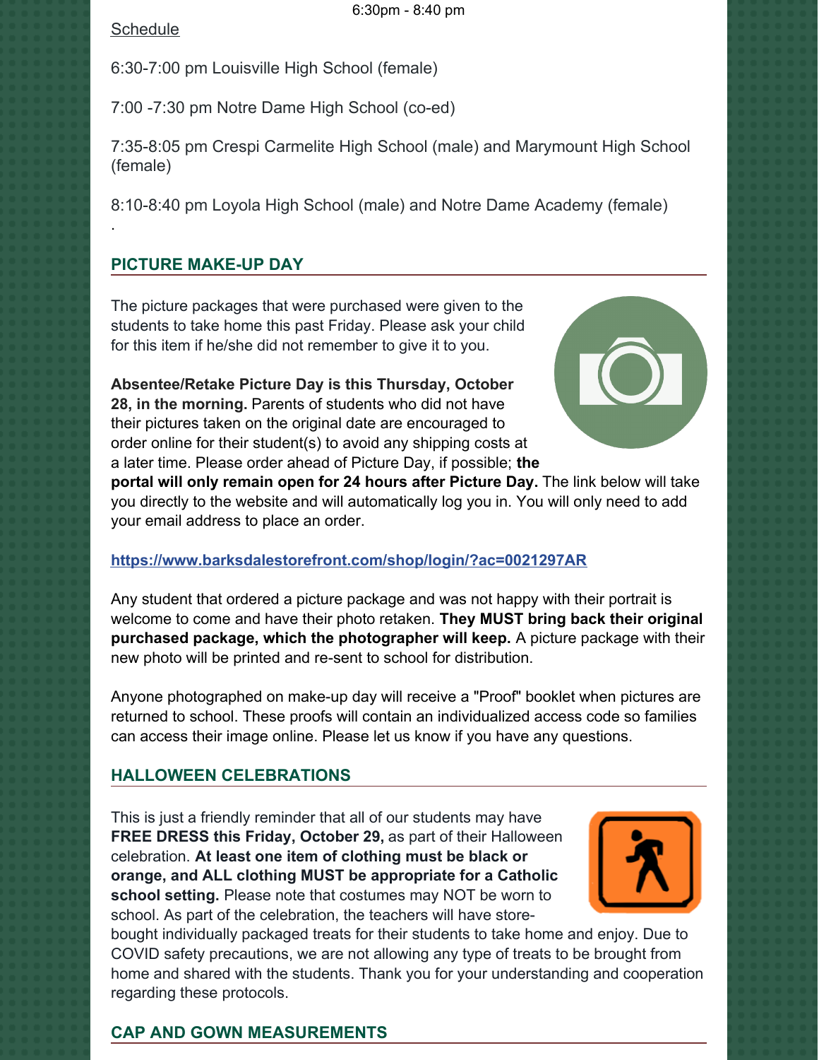6:30pm - 8:40 pm

Schedule

6:30-7:00 pm Louisville High School (female)

7:00 -7:30 pm Notre Dame High School (co-ed)

7:35-8:05 pm Crespi Carmelite High School (male) and Marymount High School (female)

8:10-8:40 pm Loyola High School (male) and Notre Dame Academy (female)

.

## PICTURE MAKE-UP DAY

The picture packages that were purchased were given to the students to take home this past Friday. Please ask your child for this item if he/she did not remember to give it to you.

**Absentee/Retake Picture Day is this Thursday, October 28, in the morning.** Parents of students who did not have their pictures taken on the original date are encouraged to order online for their student(s) to avoid any shipping costs at a later time. Please order ahead of Picture Day, if possible; **the portal will only remain open for 24 hours after Picture Day.** The link below will take you directly to the website and will automatically log you in. You will only need to add your email address to place an order.

https://www.barksdalestorefront.com/shop/login/?ac=0021297AR

Any student that ordered a picture package and was not happy with their portrait is welcome to come and have their photo retaken. **They MUST bring back their original purchased package, which the photographer will keep.** A picture package with their new photo will be printed and re-sent to school for distribution.

Anyone photographed on make-up day will receive a "Proof" booklet when pictures are returned to school. These proofs will contain an individualized access code so families can access their image online. Please let us know if you have any questions.

## HALLOWEEN CELEBRATIONS

This is just a friendly reminder that all of our students may have **FREE DRESS this Friday, October 29,** as part of their Halloween celebration. **At least one item of clothing must be black or orange, and ALL clothing MUST be appropriate for a Catholic school setting.** Please note that costumes may NOT be worn to school. As part of the celebration, the teachers will have store-bought individually packaged treats for their students to take home and enjoy. Due to COVID safety precautions, we are not allowing any type of treats to be brought from home and shared with the students. Thank you for your understanding and cooperation regarding these protocols.

## CAP AND GOWN MEASUREMENTS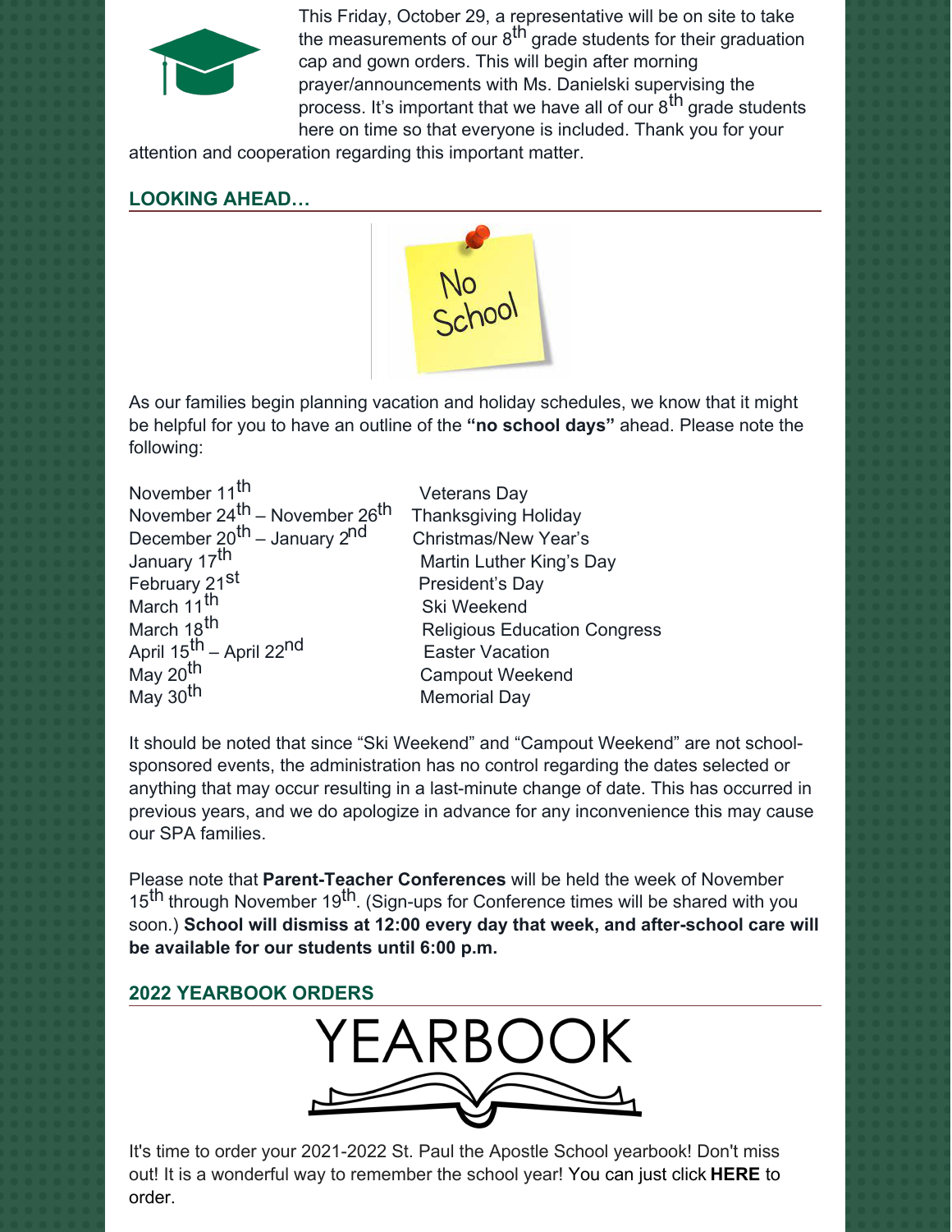This Friday, October 29, a representative will be on site to take the measurements of our 8th grade students for their graduation cap and gown orders. This will begin after morning prayer/announcements with Ms. Danielski supervising the process. It's important that we have all of our 8th grade students here on time so that everyone is included. Thank you for your attention and cooperation regarding this important matter.

## LOOKING AHEAD…

As our families begin planning vacation and holiday schedules, we know that it might be helpful for you to have an outline of the **"no school days"** ahead. Please note the following:

| | |
|---|---|
| November 11th | Veterans Day |
| November 24th – November 26th | Thanksgiving Holiday |
| December 20th – January 2nd | Christmas/New Year's |
| January 17th | Martin Luther King's Day |
| February 21st | President's Day |
| March 11th | Ski Weekend |
| March 18th | Religious Education Congress |
| April 15th – April 22nd | Easter Vacation |
| May 20th | Campout Weekend |
| May 30th | Memorial Day |

It should be noted that since "Ski Weekend" and "Campout Weekend" are not school-sponsored events, the administration has no control regarding the dates selected or anything that may occur resulting in a last-minute change of date. This has occurred in previous years, and we do apologize in advance for any inconvenience this may cause our SPA families.

Please note that **Parent-Teacher Conferences** will be held the week of November 15th through November 19th. (Sign-ups for Conference times will be shared with you soon.) **School will dismiss at 12:00 every day that week, and after-school care will be available for our students until 6:00 p.m.**

## 2022 YEARBOOK ORDERS

It's time to order your 2021-2022 St. Paul the Apostle School yearbook! Don't miss out! It is a wonderful way to remember the school year! You can just click **HERE** to order.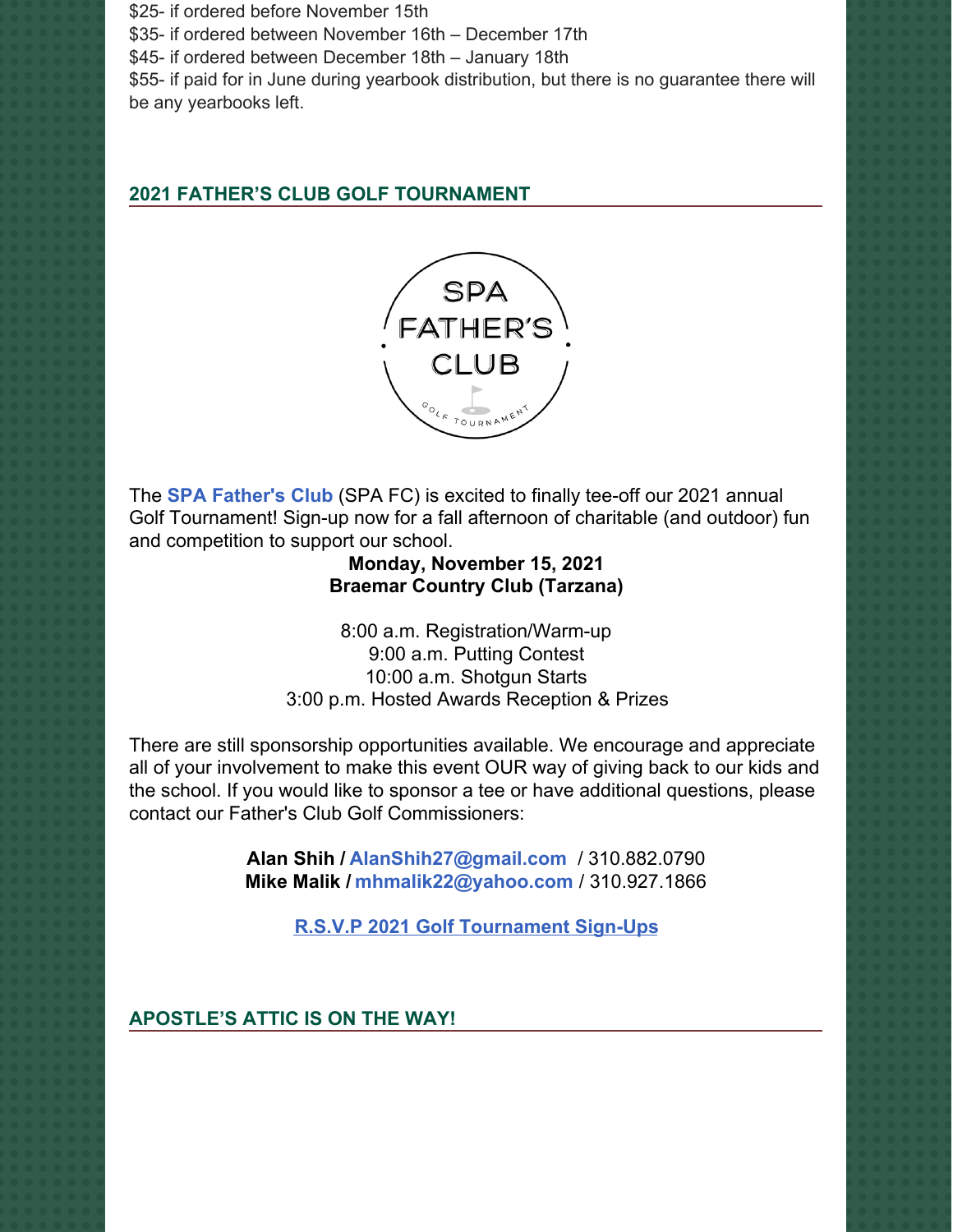$25- if ordered before November 15th
$35- if ordered between November 16th – December 17th
$45- if ordered between December 18th – January 18th
$55- if paid for in June during yearbook distribution, but there is no guarantee there will be any yearbooks left.

## 2021 FATHER'S CLUB GOLF TOURNAMENT

The **SPA Father's Club** (SPA FC) is excited to finally tee-off our 2021 annual Golf Tournament! Sign-up now for a fall afternoon of charitable (and outdoor) fun and competition to support our school.

**Monday, November 15, 2021**
**Braemar Country Club (Tarzana)**

8:00 a.m. Registration/Warm-up
9:00 a.m. Putting Contest
10:00 a.m. Shotgun Starts
3:00 p.m. Hosted Awards Reception & Prizes

There are still sponsorship opportunities available. We encourage and appreciate all of your involvement to make this event OUR way of giving back to our kids and the school. If you would like to sponsor a tee or have additional questions, please contact our Father's Club Golf Commissioners:

**Alan Shih / AlanShih27@gmail.com** / 310.882.0790
**Mike Malik / mhmalik22@yahoo.com** / 310.927.1866

**R.S.V.P 2021 Golf Tournament Sign-Ups**

## APOSTLE'S ATTIC IS ON THE WAY!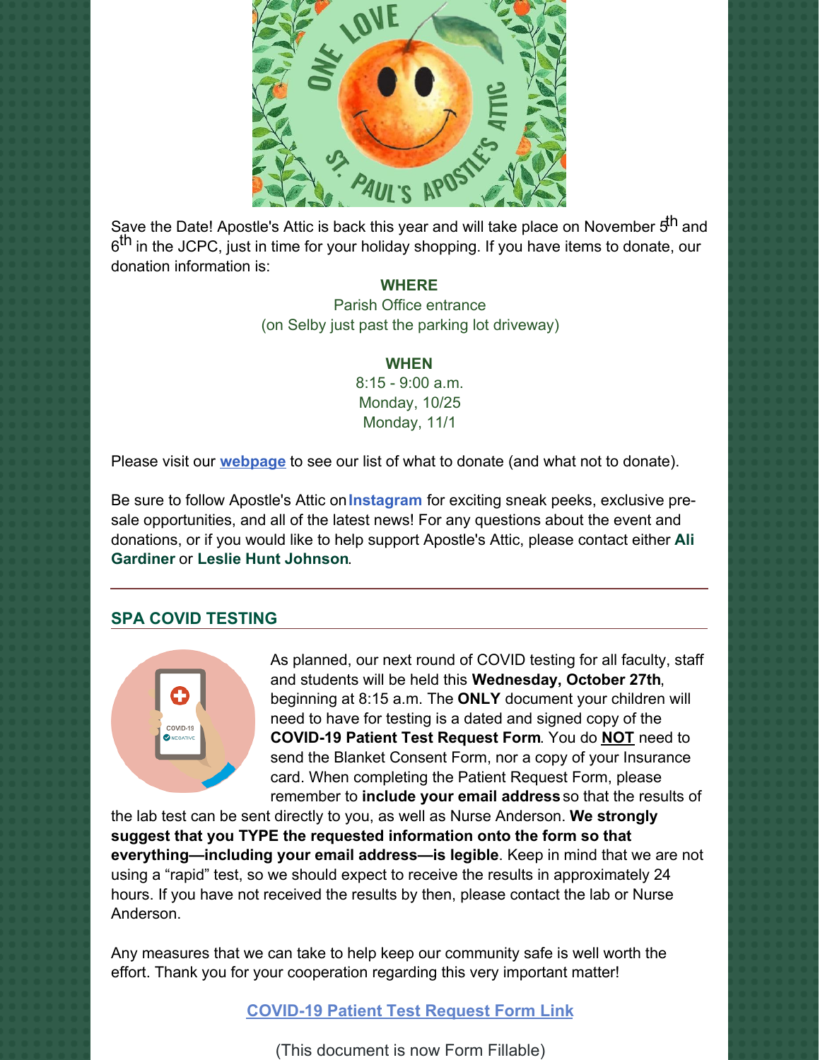Save the Date! Apostle's Attic is back this year and will take place on November 5th and 6th in the JCPC, just in time for your holiday shopping. If you have items to donate, our donation information is:

**WHERE**
Parish Office entrance
(on Selby just past the parking lot driveway)

**WHEN**
8:15 - 9:00 a.m.
Monday, 10/25
Monday, 11/1

Please visit our **webpage** to see our list of what to donate (and what not to donate).

Be sure to follow Apostle's Attic on **Instagram** for exciting sneak peeks, exclusive pre-sale opportunities, and all of the latest news! For any questions about the event and donations, or if you would like to help support Apostle's Attic, please contact either **Ali Gardiner** or **Leslie Hunt Johnson**.

---

## SPA COVID TESTING

As planned, our next round of COVID testing for all faculty, staff and students will be held this **Wednesday, October 27th**, beginning at 8:15 a.m. The **ONLY** document your children will need to have for testing is a dated and signed copy of the **COVID-19 Patient Test Request Form**. You do **NOT** need to send the Blanket Consent Form, nor a copy of your Insurance card. When completing the Patient Request Form, please remember to **include your email address** so that the results of the lab test can be sent directly to you, as well as Nurse Anderson. **We strongly suggest that you TYPE the requested information onto the form so that everything—including your email address—is legible**. Keep in mind that we are not using a "rapid" test, so we should expect to receive the results in approximately 24 hours. If you have not received the results by then, please contact the lab or Nurse Anderson.

Any measures that we can take to help keep our community safe is well worth the effort. Thank you for your cooperation regarding this very important matter!

**COVID-19 Patient Test Request Form Link**

(This document is now Form Fillable)